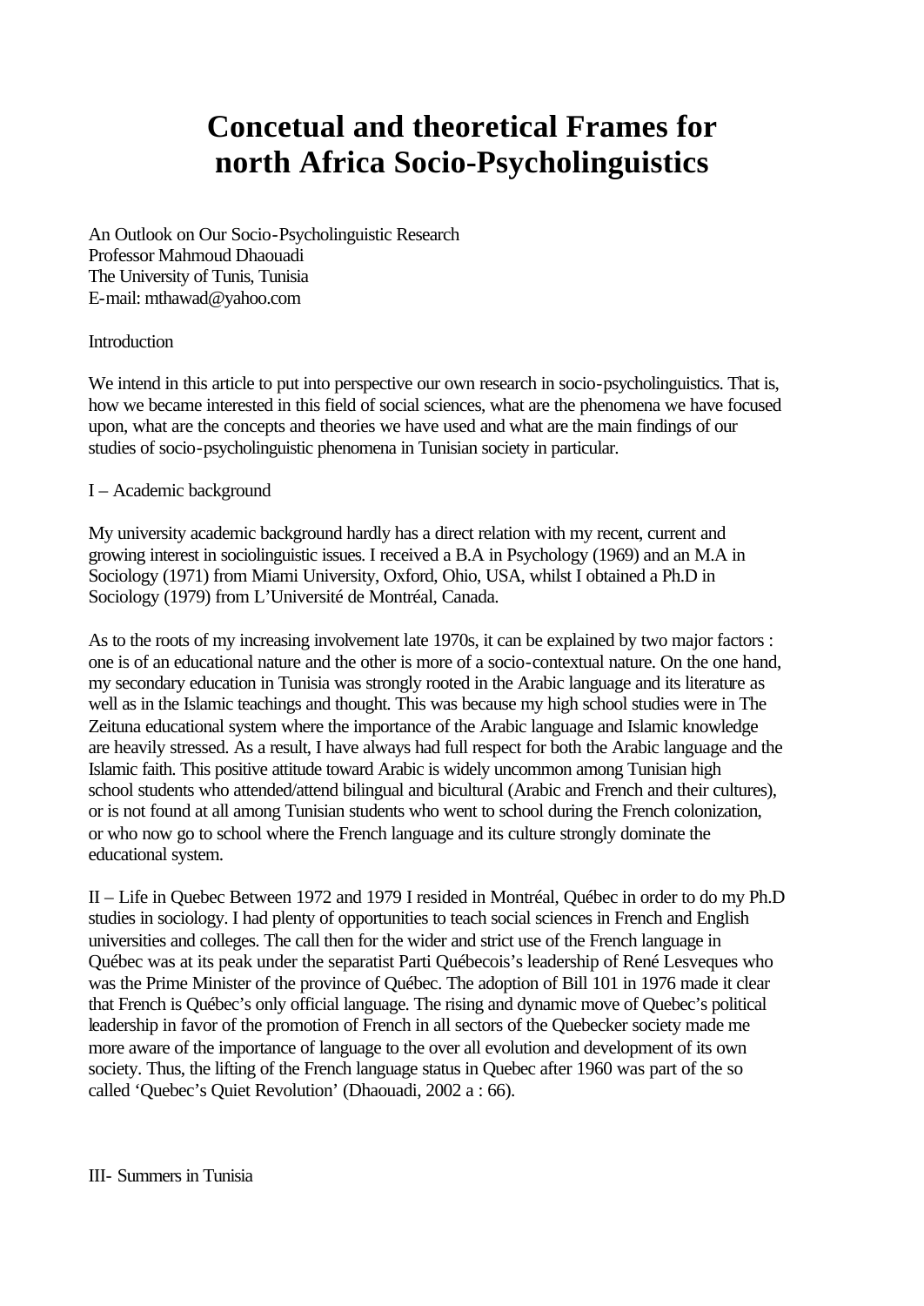# Concetual and theoretical Frames for north Africa Socio-Psycholinguistics

An Outlook on Our Socio-Psycholinguistic Research
Professor Mahmoud Dhaouadi
The University of Tunis, Tunisia
E-mail: mthawad@yahoo.com

Introduction

We intend in this article to put into perspective our own research in socio-psycholinguistics. That is, how we became interested in this field of social sciences, what are the phenomena we have focused upon, what are the concepts and theories we have used and what are the main findings of our studies of socio-psycholinguistic phenomena in Tunisian society in particular.

I – Academic background

My university academic background hardly has a direct relation with my recent, current and growing interest in sociolinguistic issues. I received a B.A in Psychology (1969) and an M.A in Sociology (1971) from Miami University, Oxford, Ohio, USA, whilst I obtained a Ph.D in Sociology (1979) from L'Université de Montréal, Canada.

As to the roots of my increasing involvement late 1970s, it can be explained by two major factors : one is of an educational nature and the other is more of a socio-contextual nature. On the one hand, my secondary education in Tunisia was strongly rooted in the Arabic language and its literature as well as in the Islamic teachings and thought. This was because my high school studies were in The Zeituna educational system where the importance of the Arabic language and Islamic knowledge are heavily stressed. As a result, I have always had full respect for both the Arabic language and the Islamic faith. This positive attitude toward Arabic is widely uncommon among Tunisian high school students who attended/attend bilingual and bicultural (Arabic and French and their cultures), or is not found at all among Tunisian students who went to school during the French colonization, or who now go to school where the French language and its culture strongly dominate the educational system.

II – Life in Quebec Between 1972 and 1979 I resided in Montréal, Québec in order to do my Ph.D studies in sociology. I had plenty of opportunities to teach social sciences in French and English universities and colleges. The call then for the wider and strict use of the French language in Québec was at its peak under the separatist Parti Québecois's leadership of René Lesveques who was the Prime Minister of the province of Québec. The adoption of Bill 101 in 1976 made it clear that French is Québec's only official language. The rising and dynamic move of Quebec's political leadership in favor of the promotion of French in all sectors of the Quebecker society made me more aware of the importance of language to the over all evolution and development of its own society. Thus, the lifting of the French language status in Quebec after 1960 was part of the so called 'Quebec's Quiet Revolution' (Dhaouadi, 2002 a : 66).

III- Summers in Tunisia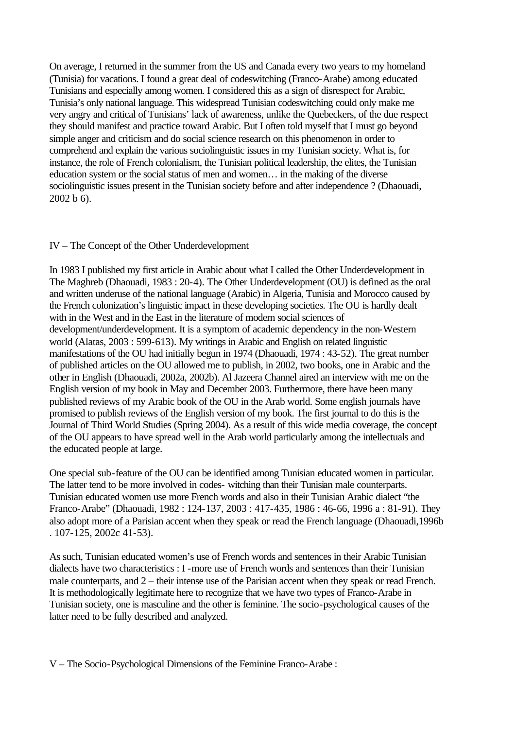On average, I returned in the summer from the US and Canada every two years to my homeland (Tunisia) for vacations. I found a great deal of codeswitching (Franco-Arabe) among educated Tunisians and especially among women. I considered this as a sign of disrespect for Arabic, Tunisia's only national language. This widespread Tunisian codeswitching could only make me very angry and critical of Tunisians' lack of awareness, unlike the Quebeckers, of the due respect they should manifest and practice toward Arabic. But I often told myself that I must go beyond simple anger and criticism and do social science research on this phenomenon in order to comprehend and explain the various sociolinguistic issues in my Tunisian society. What is, for instance, the role of French colonialism, the Tunisian political leadership, the elites, the Tunisian education system or the social status of men and women… in the making of the diverse sociolinguistic issues present in the Tunisian society before and after independence ? (Dhaouadi, 2002 b 6).

## IV – The Concept of the Other Underdevelopment

In 1983 I published my first article in Arabic about what I called the Other Underdevelopment in The Maghreb (Dhaouadi, 1983 : 20-4). The Other Underdevelopment (OU) is defined as the oral and written underuse of the national language (Arabic) in Algeria, Tunisia and Morocco caused by the French colonization's linguistic impact in these developing societies. The OU is hardly dealt with in the West and in the East in the literature of modern social sciences of development/underdevelopment. It is a symptom of academic dependency in the non-Western world (Alatas, 2003 : 599-613). My writings in Arabic and English on related linguistic manifestations of the OU had initially begun in 1974 (Dhaouadi, 1974 : 43-52). The great number of published articles on the OU allowed me to publish, in 2002, two books, one in Arabic and the other in English (Dhaouadi, 2002a, 2002b). Al Jazeera Channel aired an interview with me on the English version of my book in May and December 2003. Furthermore, there have been many published reviews of my Arabic book of the OU in the Arab world. Some english journals have promised to publish reviews of the English version of my book. The first journal to do this is the Journal of Third World Studies (Spring 2004). As a result of this wide media coverage, the concept of the OU appears to have spread well in the Arab world particularly among the intellectuals and the educated people at large.

One special sub-feature of the OU can be identified among Tunisian educated women in particular. The latter tend to be more involved in codes- witching than their Tunisian male counterparts. Tunisian educated women use more French words and also in their Tunisian Arabic dialect "the Franco-Arabe" (Dhaouadi, 1982 : 124-137, 2003 : 417-435, 1986 : 46-66, 1996 a : 81-91). They also adopt more of a Parisian accent when they speak or read the French language (Dhaouadi,1996b . 107-125, 2002c 41-53).

As such, Tunisian educated women's use of French words and sentences in their Arabic Tunisian dialects have two characteristics : I -more use of French words and sentences than their Tunisian male counterparts, and 2 – their intense use of the Parisian accent when they speak or read French. It is methodologically legitimate here to recognize that we have two types of Franco-Arabe in Tunisian society, one is masculine and the other is feminine. The socio-psychological causes of the latter need to be fully described and analyzed.

## V – The Socio-Psychological Dimensions of the Feminine Franco-Arabe :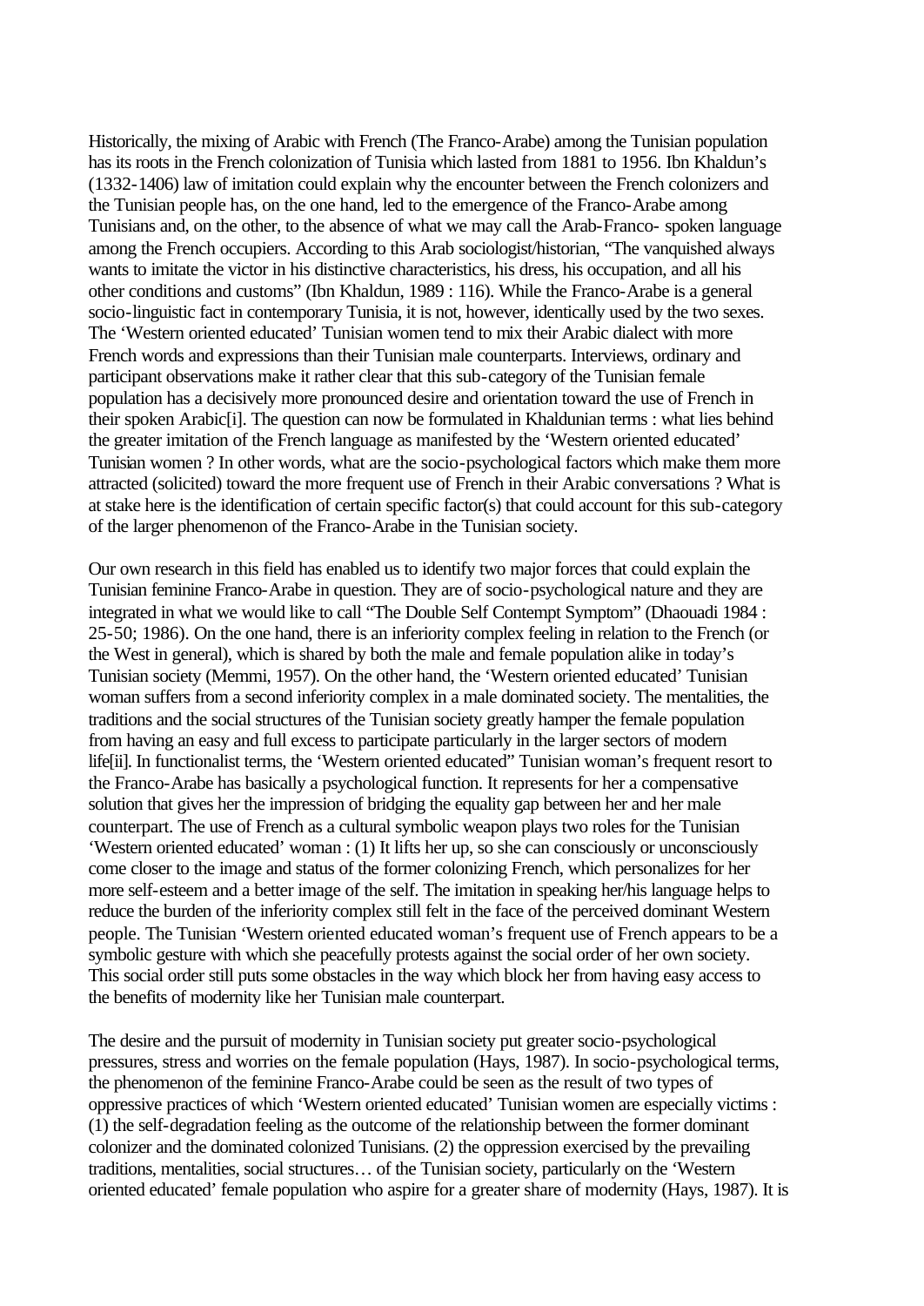Historically, the mixing of Arabic with French (The Franco-Arabe) among the Tunisian population has its roots in the French colonization of Tunisia which lasted from 1881 to 1956. Ibn Khaldun's (1332-1406) law of imitation could explain why the encounter between the French colonizers and the Tunisian people has, on the one hand, led to the emergence of the Franco-Arabe among Tunisians and, on the other, to the absence of what we may call the Arab-Franco- spoken language among the French occupiers. According to this Arab sociologist/historian, "The vanquished always wants to imitate the victor in his distinctive characteristics, his dress, his occupation, and all his other conditions and customs" (Ibn Khaldun, 1989 : 116). While the Franco-Arabe is a general socio-linguistic fact in contemporary Tunisia, it is not, however, identically used by the two sexes. The 'Western oriented educated' Tunisian women tend to mix their Arabic dialect with more French words and expressions than their Tunisian male counterparts. Interviews, ordinary and participant observations make it rather clear that this sub-category of the Tunisian female population has a decisively more pronounced desire and orientation toward the use of French in their spoken Arabic[i]. The question can now be formulated in Khaldunian terms : what lies behind the greater imitation of the French language as manifested by the 'Western oriented educated' Tunisian women ? In other words, what are the socio-psychological factors which make them more attracted (solicited) toward the more frequent use of French in their Arabic conversations ? What is at stake here is the identification of certain specific factor(s) that could account for this sub-category of the larger phenomenon of the Franco-Arabe in the Tunisian society.

Our own research in this field has enabled us to identify two major forces that could explain the Tunisian feminine Franco-Arabe in question. They are of socio-psychological nature and they are integrated in what we would like to call "The Double Self Contempt Symptom" (Dhaouadi 1984 : 25-50; 1986). On the one hand, there is an inferiority complex feeling in relation to the French (or the West in general), which is shared by both the male and female population alike in today's Tunisian society (Memmi, 1957). On the other hand, the 'Western oriented educated' Tunisian woman suffers from a second inferiority complex in a male dominated society. The mentalities, the traditions and the social structures of the Tunisian society greatly hamper the female population from having an easy and full excess to participate particularly in the larger sectors of modern life[ii]. In functionalist terms, the 'Western oriented educated" Tunisian woman's frequent resort to the Franco-Arabe has basically a psychological function. It represents for her a compensative solution that gives her the impression of bridging the equality gap between her and her male counterpart. The use of French as a cultural symbolic weapon plays two roles for the Tunisian 'Western oriented educated' woman : (1) It lifts her up, so she can consciously or unconsciously come closer to the image and status of the former colonizing French, which personalizes for her more self-esteem and a better image of the self. The imitation in speaking her/his language helps to reduce the burden of the inferiority complex still felt in the face of the perceived dominant Western people. The Tunisian 'Western oriented educated woman's frequent use of French appears to be a symbolic gesture with which she peacefully protests against the social order of her own society. This social order still puts some obstacles in the way which block her from having easy access to the benefits of modernity like her Tunisian male counterpart.

The desire and the pursuit of modernity in Tunisian society put greater socio-psychological pressures, stress and worries on the female population (Hays, 1987). In socio-psychological terms, the phenomenon of the feminine Franco-Arabe could be seen as the result of two types of oppressive practices of which 'Western oriented educated' Tunisian women are especially victims : (1) the self-degradation feeling as the outcome of the relationship between the former dominant colonizer and the dominated colonized Tunisians. (2) the oppression exercised by the prevailing traditions, mentalities, social structures… of the Tunisian society, particularly on the 'Western oriented educated' female population who aspire for a greater share of modernity (Hays, 1987). It is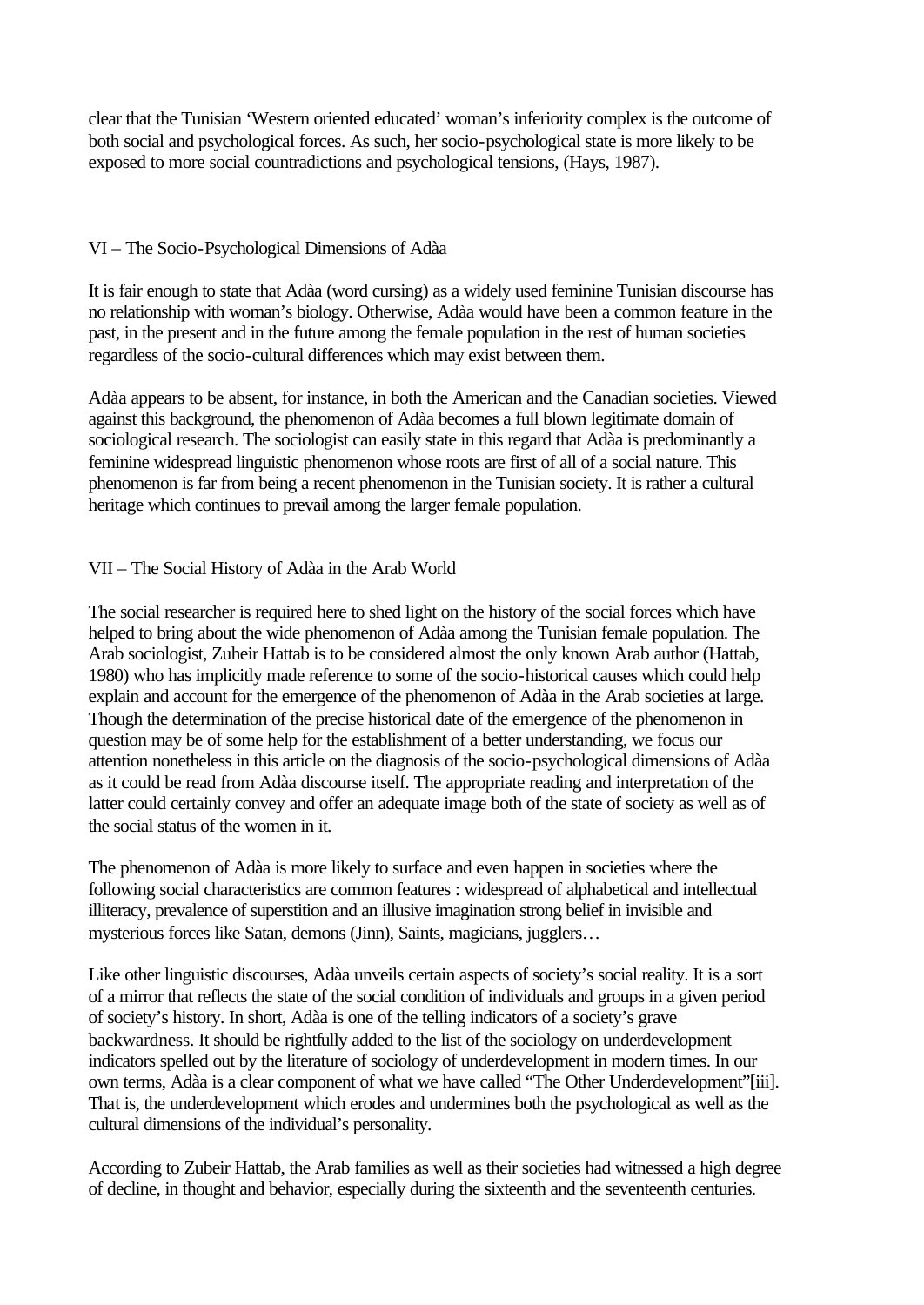clear that the Tunisian 'Western oriented educated' woman's inferiority complex is the outcome of both social and psychological forces. As such, her socio-psychological state is more likely to be exposed to more social countradictions and psychological tensions, (Hays, 1987).

## VI – The Socio-Psychological Dimensions of Adàa

It is fair enough to state that Adàa (word cursing) as a widely used feminine Tunisian discourse has no relationship with woman's biology. Otherwise, Adàa would have been a common feature in the past, in the present and in the future among the female population in the rest of human societies regardless of the socio-cultural differences which may exist between them.

Adàa appears to be absent, for instance, in both the American and the Canadian societies. Viewed against this background, the phenomenon of Adàa becomes a full blown legitimate domain of sociological research. The sociologist can easily state in this regard that Adàa is predominantly a feminine widespread linguistic phenomenon whose roots are first of all of a social nature. This phenomenon is far from being a recent phenomenon in the Tunisian society. It is rather a cultural heritage which continues to prevail among the larger female population.

## VII – The Social History of Adàa in the Arab World

The social researcher is required here to shed light on the history of the social forces which have helped to bring about the wide phenomenon of Adàa among the Tunisian female population. The Arab sociologist, Zuheir Hattab is to be considered almost the only known Arab author (Hattab, 1980) who has implicitly made reference to some of the socio-historical causes which could help explain and account for the emergence of the phenomenon of Adàa in the Arab societies at large. Though the determination of the precise historical date of the emergence of the phenomenon in question may be of some help for the establishment of a better understanding, we focus our attention nonetheless in this article on the diagnosis of the socio-psychological dimensions of Adàa as it could be read from Adàa discourse itself. The appropriate reading and interpretation of the latter could certainly convey and offer an adequate image both of the state of society as well as of the social status of the women in it.

The phenomenon of Adàa is more likely to surface and even happen in societies where the following social characteristics are common features : widespread of alphabetical and intellectual illiteracy, prevalence of superstition and an illusive imagination strong belief in invisible and mysterious forces like Satan, demons (Jinn), Saints, magicians, jugglers…

Like other linguistic discourses, Adàa unveils certain aspects of society's social reality. It is a sort of a mirror that reflects the state of the social condition of individuals and groups in a given period of society's history. In short, Adàa is one of the telling indicators of a society's grave backwardness. It should be rightfully added to the list of the sociology on underdevelopment indicators spelled out by the literature of sociology of underdevelopment in modern times. In our own terms, Adàa is a clear component of what we have called "The Other Underdevelopment"[iii]. That is, the underdevelopment which erodes and undermines both the psychological as well as the cultural dimensions of the individual's personality.

According to Zubeir Hattab, the Arab families as well as their societies had witnessed a high degree of decline, in thought and behavior, especially during the sixteenth and the seventeenth centuries.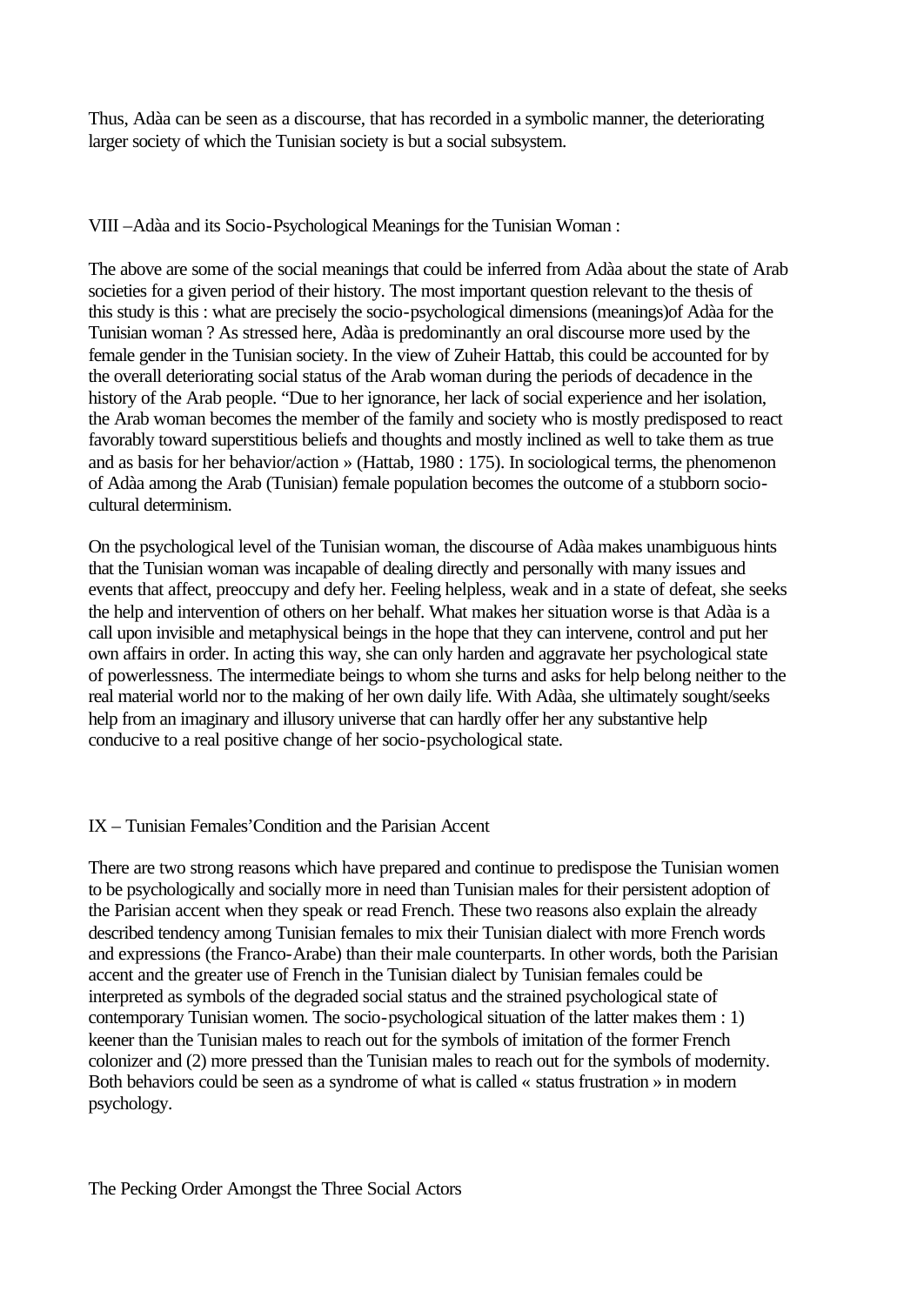Thus, Adàa can be seen as a discourse, that has recorded in a symbolic manner, the deteriorating larger society of which the Tunisian society is but a social subsystem.

## VIII –Adàa and its Socio-Psychological Meanings for the Tunisian Woman :

The above are some of the social meanings that could be inferred from Adàa about the state of Arab societies for a given period of their history. The most important question relevant to the thesis of this study is this : what are precisely the socio-psychological dimensions (meanings)of Adàa for the Tunisian woman ? As stressed here, Adàa is predominantly an oral discourse more used by the female gender in the Tunisian society. In the view of Zuheir Hattab, this could be accounted for by the overall deteriorating social status of the Arab woman during the periods of decadence in the history of the Arab people. "Due to her ignorance, her lack of social experience and her isolation, the Arab woman becomes the member of the family and society who is mostly predisposed to react favorably toward superstitious beliefs and thoughts and mostly inclined as well to take them as true and as basis for her behavior/action » (Hattab, 1980 : 175). In sociological terms, the phenomenon of Adàa among the Arab (Tunisian) female population becomes the outcome of a stubborn socio-cultural determinism.

On the psychological level of the Tunisian woman, the discourse of Adàa makes unambiguous hints that the Tunisian woman was incapable of dealing directly and personally with many issues and events that affect, preoccupy and defy her. Feeling helpless, weak and in a state of defeat, she seeks the help and intervention of others on her behalf. What makes her situation worse is that Adàa is a call upon invisible and metaphysical beings in the hope that they can intervene, control and put her own affairs in order. In acting this way, she can only harden and aggravate her psychological state of powerlessness. The intermediate beings to whom she turns and asks for help belong neither to the real material world nor to the making of her own daily life. With Adàa, she ultimately sought/seeks help from an imaginary and illusory universe that can hardly offer her any substantive help conducive to a real positive change of her socio-psychological state.

## IX – Tunisian Females'Condition and the Parisian Accent

There are two strong reasons which have prepared and continue to predispose the Tunisian women to be psychologically and socially more in need than Tunisian males for their persistent adoption of the Parisian accent when they speak or read French. These two reasons also explain the already described tendency among Tunisian females to mix their Tunisian dialect with more French words and expressions (the Franco-Arabe) than their male counterparts. In other words, both the Parisian accent and the greater use of French in the Tunisian dialect by Tunisian females could be interpreted as symbols of the degraded social status and the strained psychological state of contemporary Tunisian women. The socio-psychological situation of the latter makes them : 1) keener than the Tunisian males to reach out for the symbols of imitation of the former French colonizer and (2) more pressed than the Tunisian males to reach out for the symbols of modernity. Both behaviors could be seen as a syndrome of what is called « status frustration » in modern psychology.

### The Pecking Order Amongst the Three Social Actors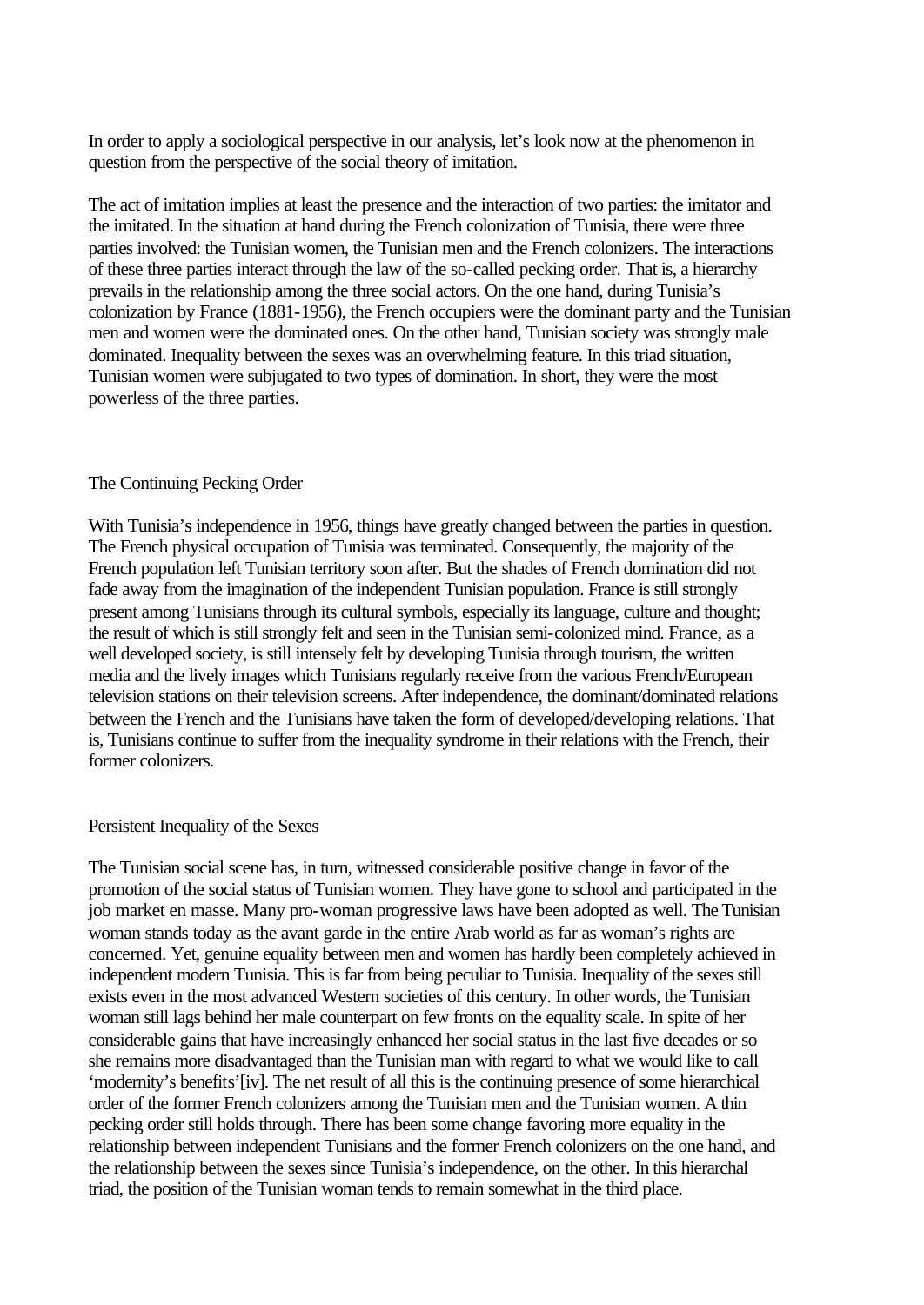In order to apply a sociological perspective in our analysis, let's look now at the phenomenon in question from the perspective of the social theory of imitation.

The act of imitation implies at least the presence and the interaction of two parties: the imitator and the imitated. In the situation at hand during the French colonization of Tunisia, there were three parties involved: the Tunisian women, the Tunisian men and the French colonizers. The interactions of these three parties interact through the law of the so-called pecking order. That is, a hierarchy prevails in the relationship among the three social actors. On the one hand, during Tunisia's colonization by France (1881-1956), the French occupiers were the dominant party and the Tunisian men and women were the dominated ones. On the other hand, Tunisian society was strongly male dominated. Inequality between the sexes was an overwhelming feature. In this triad situation, Tunisian women were subjugated to two types of domination. In short, they were the most powerless of the three parties.

## The Continuing Pecking Order

With Tunisia's independence in 1956, things have greatly changed between the parties in question. The French physical occupation of Tunisia was terminated. Consequently, the majority of the French population left Tunisian territory soon after. But the shades of French domination did not fade away from the imagination of the independent Tunisian population. France is still strongly present among Tunisians through its cultural symbols, especially its language, culture and thought; the result of which is still strongly felt and seen in the Tunisian semi-colonized mind. France, as a well developed society, is still intensely felt by developing Tunisia through tourism, the written media and the lively images which Tunisians regularly receive from the various French/European television stations on their television screens. After independence, the dominant/dominated relations between the French and the Tunisians have taken the form of developed/developing relations. That is, Tunisians continue to suffer from the inequality syndrome in their relations with the French, their former colonizers.

## Persistent Inequality of the Sexes

The Tunisian social scene has, in turn, witnessed considerable positive change in favor of the promotion of the social status of Tunisian women. They have gone to school and participated in the job market en masse. Many pro-woman progressive laws have been adopted as well. The Tunisian woman stands today as the avant garde in the entire Arab world as far as woman's rights are concerned. Yet, genuine equality between men and women has hardly been completely achieved in independent modern Tunisia. This is far from being peculiar to Tunisia. Inequality of the sexes still exists even in the most advanced Western societies of this century. In other words, the Tunisian woman still lags behind her male counterpart on few fronts on the equality scale. In spite of her considerable gains that have increasingly enhanced her social status in the last five decades or so she remains more disadvantaged than the Tunisian man with regard to what we would like to call 'modernity's benefits'[iv]. The net result of all this is the continuing presence of some hierarchical order of the former French colonizers among the Tunisian men and the Tunisian women. A thin pecking order still holds through. There has been some change favoring more equality in the relationship between independent Tunisians and the former French colonizers on the one hand, and the relationship between the sexes since Tunisia's independence, on the other. In this hierarchal triad, the position of the Tunisian woman tends to remain somewhat in the third place.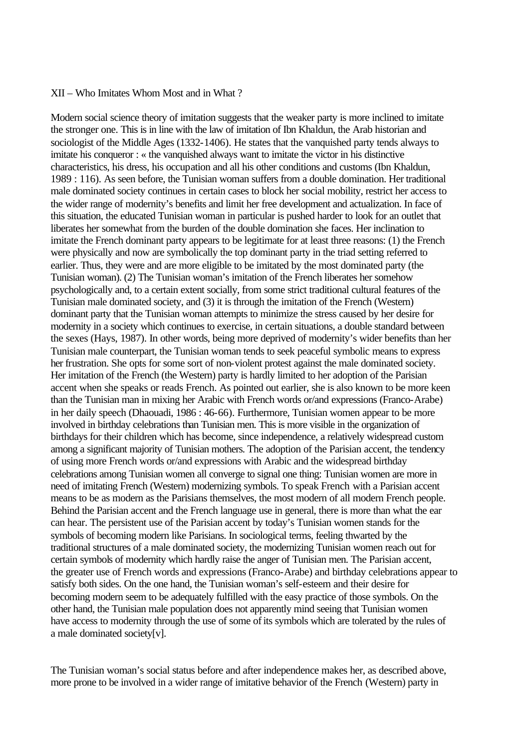## XII – Who Imitates Whom Most and in What ?

Modern social science theory of imitation suggests that the weaker party is more inclined to imitate the stronger one. This is in line with the law of imitation of Ibn Khaldun, the Arab historian and sociologist of the Middle Ages (1332-1406). He states that the vanquished party tends always to imitate his conqueror : « the vanquished always want to imitate the victor in his distinctive characteristics, his dress, his occupation and all his other conditions and customs (Ibn Khaldun, 1989 : 116). As seen before, the Tunisian woman suffers from a double domination. Her traditional male dominated society continues in certain cases to block her social mobility, restrict her access to the wider range of modernity's benefits and limit her free development and actualization. In face of this situation, the educated Tunisian woman in particular is pushed harder to look for an outlet that liberates her somewhat from the burden of the double domination she faces. Her inclination to imitate the French dominant party appears to be legitimate for at least three reasons: (1) the French were physically and now are symbolically the top dominant party in the triad setting referred to earlier. Thus, they were and are more eligible to be imitated by the most dominated party (the Tunisian woman). (2) The Tunisian woman's imitation of the French liberates her somehow psychologically and, to a certain extent socially, from some strict traditional cultural features of the Tunisian male dominated society, and (3) it is through the imitation of the French (Western) dominant party that the Tunisian woman attempts to minimize the stress caused by her desire for modernity in a society which continues to exercise, in certain situations, a double standard between the sexes (Hays, 1987). In other words, being more deprived of modernity's wider benefits than her Tunisian male counterpart, the Tunisian woman tends to seek peaceful symbolic means to express her frustration. She opts for some sort of non-violent protest against the male dominated society. Her imitation of the French (the Western) party is hardly limited to her adoption of the Parisian accent when she speaks or reads French. As pointed out earlier, she is also known to be more keen than the Tunisian man in mixing her Arabic with French words or/and expressions (Franco-Arabe) in her daily speech (Dhaouadi, 1986 : 46-66). Furthermore, Tunisian women appear to be more involved in birthday celebrations than Tunisian men. This is more visible in the organization of birthdays for their children which has become, since independence, a relatively widespread custom among a significant majority of Tunisian mothers. The adoption of the Parisian accent, the tendency of using more French words or/and expressions with Arabic and the widespread birthday celebrations among Tunisian women all converge to signal one thing: Tunisian women are more in need of imitating French (Western) modernizing symbols. To speak French with a Parisian accent means to be as modern as the Parisians themselves, the most modern of all modern French people. Behind the Parisian accent and the French language use in general, there is more than what the ear can hear. The persistent use of the Parisian accent by today's Tunisian women stands for the symbols of becoming modern like Parisians. In sociological terms, feeling thwarted by the traditional structures of a male dominated society, the modernizing Tunisian women reach out for certain symbols of modernity which hardly raise the anger of Tunisian men. The Parisian accent, the greater use of French words and expressions (Franco-Arabe) and birthday celebrations appear to satisfy both sides. On the one hand, the Tunisian woman's self-esteem and their desire for becoming modern seem to be adequately fulfilled with the easy practice of those symbols. On the other hand, the Tunisian male population does not apparently mind seeing that Tunisian women have access to modernity through the use of some of its symbols which are tolerated by the rules of a male dominated society[v].

The Tunisian woman's social status before and after independence makes her, as described above, more prone to be involved in a wider range of imitative behavior of the French (Western) party in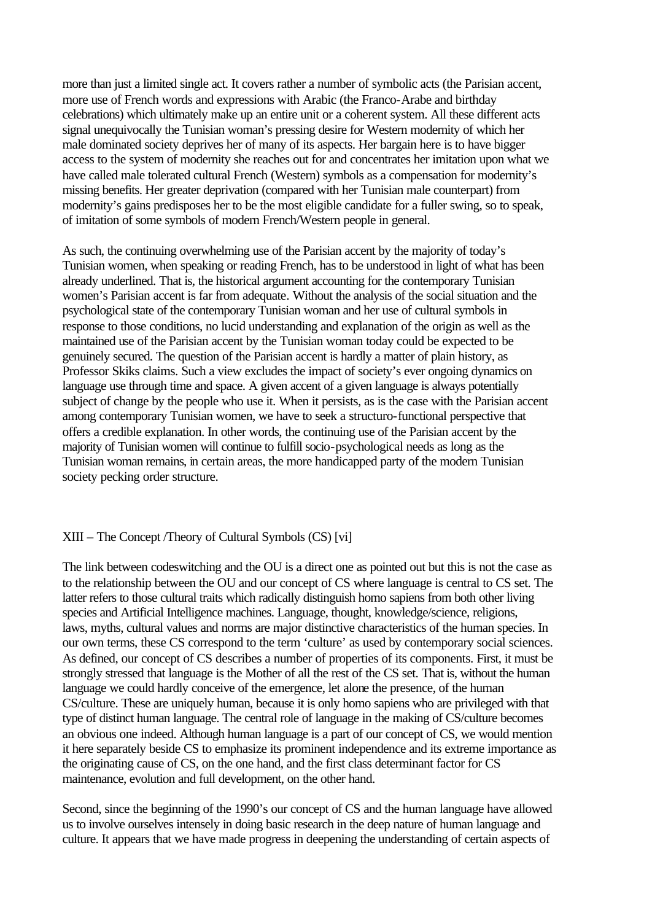more than just a limited single act. It covers rather a number of symbolic acts (the Parisian accent, more use of French words and expressions with Arabic (the Franco-Arabe and birthday celebrations) which ultimately make up an entire unit or a coherent system. All these different acts signal unequivocally the Tunisian woman's pressing desire for Western modernity of which her male dominated society deprives her of many of its aspects. Her bargain here is to have bigger access to the system of modernity she reaches out for and concentrates her imitation upon what we have called male tolerated cultural French (Western) symbols as a compensation for modernity's missing benefits. Her greater deprivation (compared with her Tunisian male counterpart) from modernity's gains predisposes her to be the most eligible candidate for a fuller swing, so to speak, of imitation of some symbols of modern French/Western people in general.

As such, the continuing overwhelming use of the Parisian accent by the majority of today's Tunisian women, when speaking or reading French, has to be understood in light of what has been already underlined. That is, the historical argument accounting for the contemporary Tunisian women's Parisian accent is far from adequate. Without the analysis of the social situation and the psychological state of the contemporary Tunisian woman and her use of cultural symbols in response to those conditions, no lucid understanding and explanation of the origin as well as the maintained use of the Parisian accent by the Tunisian woman today could be expected to be genuinely secured. The question of the Parisian accent is hardly a matter of plain history, as Professor Skiks claims. Such a view excludes the impact of society's ever ongoing dynamics on language use through time and space. A given accent of a given language is always potentially subject of change by the people who use it. When it persists, as is the case with the Parisian accent among contemporary Tunisian women, we have to seek a structuro-functional perspective that offers a credible explanation. In other words, the continuing use of the Parisian accent by the majority of Tunisian women will continue to fulfill socio-psychological needs as long as the Tunisian woman remains, in certain areas, the more handicapped party of the modern Tunisian society pecking order structure.

## XIII – The Concept /Theory of Cultural Symbols (CS) [vi]

The link between codeswitching and the OU is a direct one as pointed out but this is not the case as to the relationship between the OU and our concept of CS where language is central to CS set. The latter refers to those cultural traits which radically distinguish homo sapiens from both other living species and Artificial Intelligence machines. Language, thought, knowledge/science, religions, laws, myths, cultural values and norms are major distinctive characteristics of the human species. In our own terms, these CS correspond to the term 'culture' as used by contemporary social sciences. As defined, our concept of CS describes a number of properties of its components. First, it must be strongly stressed that language is the Mother of all the rest of the CS set. That is, without the human language we could hardly conceive of the emergence, let alone the presence, of the human CS/culture. These are uniquely human, because it is only homo sapiens who are privileged with that type of distinct human language. The central role of language in the making of CS/culture becomes an obvious one indeed. Although human language is a part of our concept of CS, we would mention it here separately beside CS to emphasize its prominent independence and its extreme importance as the originating cause of CS, on the one hand, and the first class determinant factor for CS maintenance, evolution and full development, on the other hand.

Second, since the beginning of the 1990's our concept of CS and the human language have allowed us to involve ourselves intensely in doing basic research in the deep nature of human language and culture. It appears that we have made progress in deepening the understanding of certain aspects of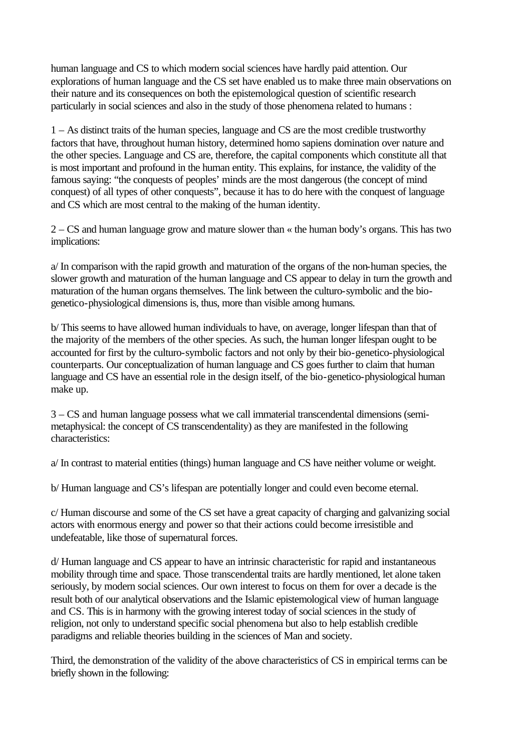human language and CS to which modern social sciences have hardly paid attention. Our explorations of human language and the CS set have enabled us to make three main observations on their nature and its consequences on both the epistemological question of scientific research particularly in social sciences and also in the study of those phenomena related to humans :

1 – As distinct traits of the human species, language and CS are the most credible trustworthy factors that have, throughout human history, determined homo sapiens domination over nature and the other species. Language and CS are, therefore, the capital components which constitute all that is most important and profound in the human entity. This explains, for instance, the validity of the famous saying: "the conquests of peoples' minds are the most dangerous (the concept of mind conquest) of all types of other conquests", because it has to do here with the conquest of language and CS which are most central to the making of the human identity.

2 – CS and human language grow and mature slower than « the human body's organs. This has two implications:

a/ In comparison with the rapid growth and maturation of the organs of the non-human species, the slower growth and maturation of the human language and CS appear to delay in turn the growth and maturation of the human organs themselves. The link between the culturo-symbolic and the bio-genetico-physiological dimensions is, thus, more than visible among humans.

b/ This seems to have allowed human individuals to have, on average, longer lifespan than that of the majority of the members of the other species. As such, the human longer lifespan ought to be accounted for first by the culturo-symbolic factors and not only by their bio-genetico-physiological counterparts. Our conceptualization of human language and CS goes further to claim that human language and CS have an essential role in the design itself, of the bio-genetico-physiological human make up.

3 – CS and human language possess what we call immaterial transcendental dimensions (semi-metaphysical: the concept of CS transcendentality) as they are manifested in the following characteristics:

a/ In contrast to material entities (things) human language and CS have neither volume or weight.

b/ Human language and CS's lifespan are potentially longer and could even become eternal.

c/ Human discourse and some of the CS set have a great capacity of charging and galvanizing social actors with enormous energy and power so that their actions could become irresistible and undefeatable, like those of supernatural forces.

d/ Human language and CS appear to have an intrinsic characteristic for rapid and instantaneous mobility through time and space. Those transcendental traits are hardly mentioned, let alone taken seriously, by modern social sciences. Our own interest to focus on them for over a decade is the result both of our analytical observations and the Islamic epistemological view of human language and CS. This is in harmony with the growing interest today of social sciences in the study of religion, not only to understand specific social phenomena but also to help establish credible paradigms and reliable theories building in the sciences of Man and society.

Third, the demonstration of the validity of the above characteristics of CS in empirical terms can be briefly shown in the following: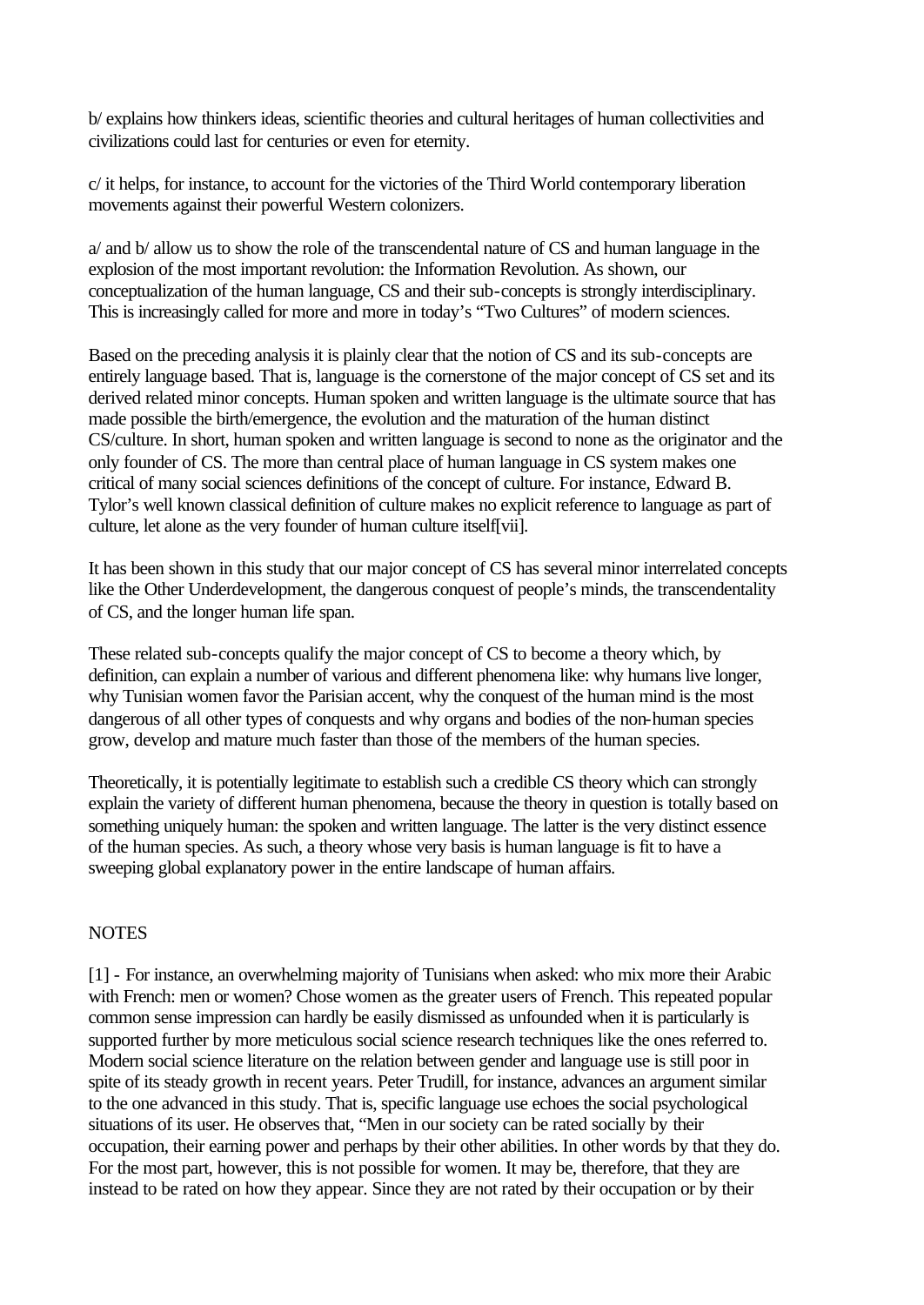b/ explains how thinkers ideas, scientific theories and cultural heritages of human collectivities and civilizations could last for centuries or even for eternity.

c/ it helps, for instance, to account for the victories of the Third World contemporary liberation movements against their powerful Western colonizers.

a/ and b/ allow us to show the role of the transcendental nature of CS and human language in the explosion of the most important revolution: the Information Revolution. As shown, our conceptualization of the human language, CS and their sub-concepts is strongly interdisciplinary. This is increasingly called for more and more in today's "Two Cultures" of modern sciences.

Based on the preceding analysis it is plainly clear that the notion of CS and its sub-concepts are entirely language based. That is, language is the cornerstone of the major concept of CS set and its derived related minor concepts. Human spoken and written language is the ultimate source that has made possible the birth/emergence, the evolution and the maturation of the human distinct CS/culture. In short, human spoken and written language is second to none as the originator and the only founder of CS. The more than central place of human language in CS system makes one critical of many social sciences definitions of the concept of culture. For instance, Edward B. Tylor's well known classical definition of culture makes no explicit reference to language as part of culture, let alone as the very founder of human culture itself[vii].

It has been shown in this study that our major concept of CS has several minor interrelated concepts like the Other Underdevelopment, the dangerous conquest of people's minds, the transcendentality of CS, and the longer human life span.

These related sub-concepts qualify the major concept of CS to become a theory which, by definition, can explain a number of various and different phenomena like: why humans live longer, why Tunisian women favor the Parisian accent, why the conquest of the human mind is the most dangerous of all other types of conquests and why organs and bodies of the non-human species grow, develop and mature much faster than those of the members of the human species.

Theoretically, it is potentially legitimate to establish such a credible CS theory which can strongly explain the variety of different human phenomena, because the theory in question is totally based on something uniquely human: the spoken and written language. The latter is the very distinct essence of the human species. As such, a theory whose very basis is human language is fit to have a sweeping global explanatory power in the entire landscape of human affairs.

NOTES

[1] - For instance, an overwhelming majority of Tunisians when asked: who mix more their Arabic with French: men or women? Chose women as the greater users of French. This repeated popular common sense impression can hardly be easily dismissed as unfounded when it is particularly is supported further by more meticulous social science research techniques like the ones referred to. Modern social science literature on the relation between gender and language use is still poor in spite of its steady growth in recent years. Peter Trudill, for instance, advances an argument similar to the one advanced in this study. That is, specific language use echoes the social psychological situations of its user. He observes that, "Men in our society can be rated socially by their occupation, their earning power and perhaps by their other abilities. In other words by that they do. For the most part, however, this is not possible for women. It may be, therefore, that they are instead to be rated on how they appear. Since they are not rated by their occupation or by their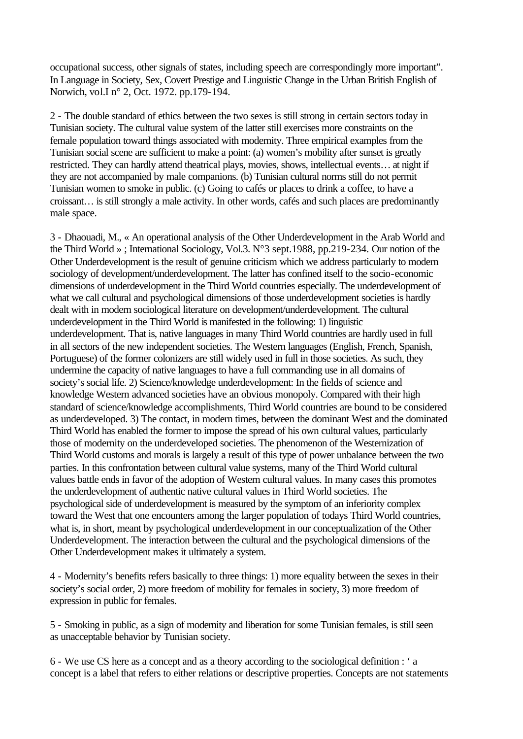occupational success, other signals of states, including speech are correspondingly more important". In Language in Society, Sex, Covert Prestige and Linguistic Change in the Urban British English of Norwich, vol.I n° 2, Oct. 1972. pp.179-194.

2 - The double standard of ethics between the two sexes is still strong in certain sectors today in Tunisian society. The cultural value system of the latter still exercises more constraints on the female population toward things associated with modernity. Three empirical examples from the Tunisian social scene are sufficient to make a point: (a) women's mobility after sunset is greatly restricted. They can hardly attend theatrical plays, movies, shows, intellectual events… at night if they are not accompanied by male companions. (b) Tunisian cultural norms still do not permit Tunisian women to smoke in public. (c) Going to cafés or places to drink a coffee, to have a croissant… is still strongly a male activity. In other words, cafés and such places are predominantly male space.

3 - Dhaouadi, M., « An operational analysis of the Other Underdevelopment in the Arab World and the Third World » ; International Sociology, Vol.3. N°3 sept.1988, pp.219-234. Our notion of the Other Underdevelopment is the result of genuine criticism which we address particularly to modern sociology of development/underdevelopment. The latter has confined itself to the socio-economic dimensions of underdevelopment in the Third World countries especially. The underdevelopment of what we call cultural and psychological dimensions of those underdevelopment societies is hardly dealt with in modern sociological literature on development/underdevelopment. The cultural underdevelopment in the Third World is manifested in the following: 1) linguistic underdevelopment. That is, native languages in many Third World countries are hardly used in full in all sectors of the new independent societies. The Western languages (English, French, Spanish, Portuguese) of the former colonizers are still widely used in full in those societies. As such, they undermine the capacity of native languages to have a full commanding use in all domains of society's social life. 2) Science/knowledge underdevelopment: In the fields of science and knowledge Western advanced societies have an obvious monopoly. Compared with their high standard of science/knowledge accomplishments, Third World countries are bound to be considered as underdeveloped. 3) The contact, in modern times, between the dominant West and the dominated Third World has enabled the former to impose the spread of his own cultural values, particularly those of modernity on the underdeveloped societies. The phenomenon of the Westernization of Third World customs and morals is largely a result of this type of power unbalance between the two parties. In this confrontation between cultural value systems, many of the Third World cultural values battle ends in favor of the adoption of Western cultural values. In many cases this promotes the underdevelopment of authentic native cultural values in Third World societies. The psychological side of underdevelopment is measured by the symptom of an inferiority complex toward the West that one encounters among the larger population of todays Third World countries, what is, in short, meant by psychological underdevelopment in our conceptualization of the Other Underdevelopment. The interaction between the cultural and the psychological dimensions of the Other Underdevelopment makes it ultimately a system.

4 - Modernity's benefits refers basically to three things: 1) more equality between the sexes in their society's social order, 2) more freedom of mobility for females in society, 3) more freedom of expression in public for females.

5 - Smoking in public, as a sign of modernity and liberation for some Tunisian females, is still seen as unacceptable behavior by Tunisian society.

6 - We use CS here as a concept and as a theory according to the sociological definition : ' a concept is a label that refers to either relations or descriptive properties. Concepts are not statements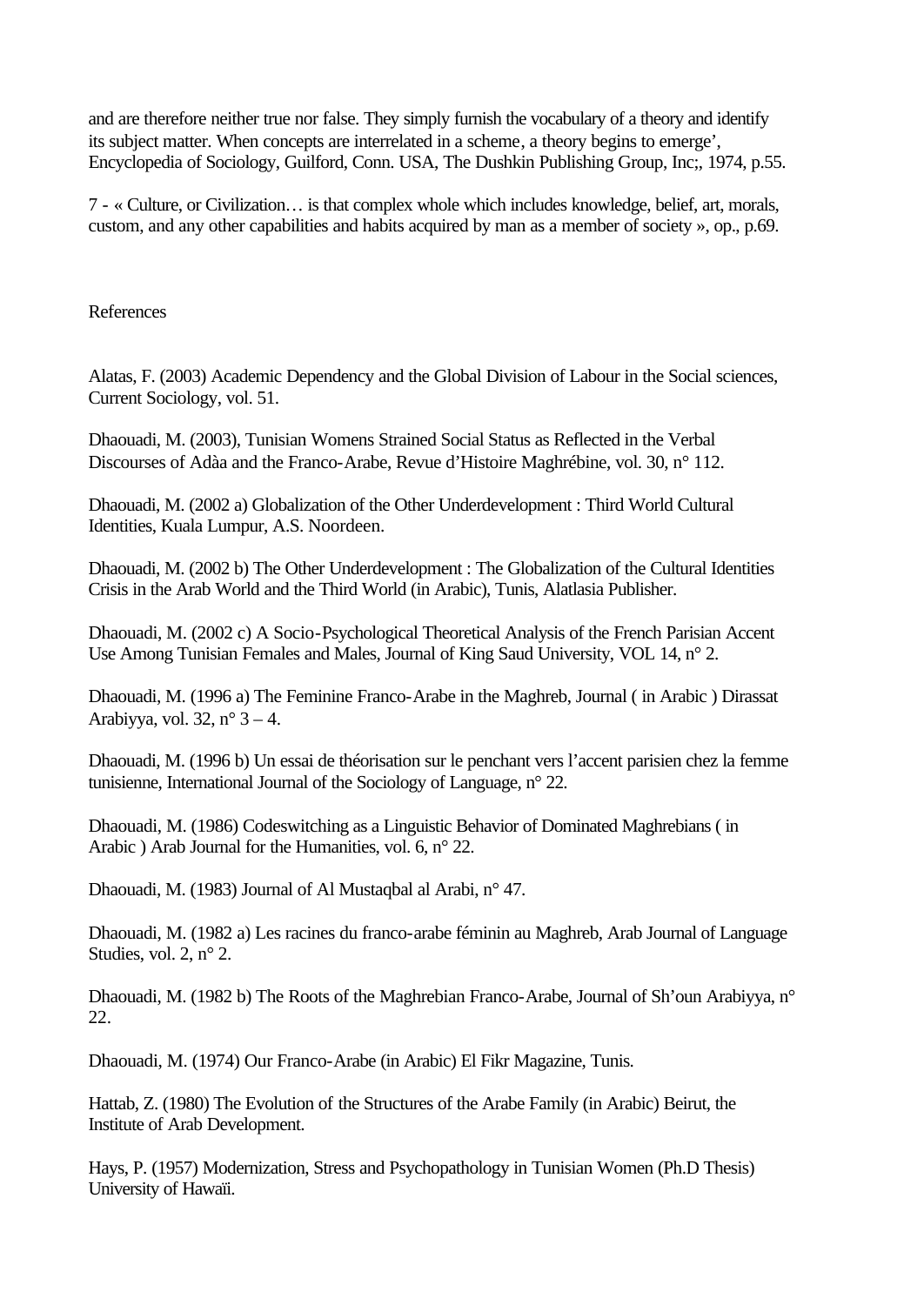and are therefore neither true nor false. They simply furnish the vocabulary of a theory and identify its subject matter. When concepts are interrelated in a scheme, a theory begins to emerge', Encyclopedia of Sociology, Guilford, Conn. USA, The Dushkin Publishing Group, Inc;, 1974, p.55.

7 - « Culture, or Civilization… is that complex whole which includes knowledge, belief, art, morals, custom, and any other capabilities and habits acquired by man as a member of society », op., p.69.

References

Alatas, F. (2003) Academic Dependency and the Global Division of Labour in the Social sciences, Current Sociology, vol. 51.

Dhaouadi, M. (2003), Tunisian Womens Strained Social Status as Reflected in the Verbal Discourses of Adàa and the Franco-Arabe, Revue d'Histoire Maghrébine, vol. 30, n° 112.

Dhaouadi, M. (2002 a) Globalization of the Other Underdevelopment : Third World Cultural Identities, Kuala Lumpur, A.S. Noordeen.

Dhaouadi, M. (2002 b) The Other Underdevelopment : The Globalization of the Cultural Identities Crisis in the Arab World and the Third World (in Arabic), Tunis, Alatlasia Publisher.

Dhaouadi, M. (2002 c) A Socio-Psychological Theoretical Analysis of the French Parisian Accent Use Among Tunisian Females and Males, Journal of King Saud University, VOL 14, n° 2.

Dhaouadi, M. (1996 a) The Feminine Franco-Arabe in the Maghreb, Journal ( in Arabic ) Dirassat Arabiyya, vol. 32, n° 3 – 4.

Dhaouadi, M. (1996 b) Un essai de théorisation sur le penchant vers l'accent parisien chez la femme tunisienne, International Journal of the Sociology of Language, n° 22.

Dhaouadi, M. (1986) Codeswitching as a Linguistic Behavior of Dominated Maghrebians ( in Arabic ) Arab Journal for the Humanities, vol. 6, n° 22.

Dhaouadi, M. (1983) Journal of Al Mustaqbal al Arabi, n° 47.

Dhaouadi, M. (1982 a) Les racines du franco-arabe féminin au Maghreb, Arab Journal of Language Studies, vol. 2, n° 2.

Dhaouadi, M. (1982 b) The Roots of the Maghrebian Franco-Arabe, Journal of Sh'oun Arabiyya, n° 22.

Dhaouadi, M. (1974) Our Franco-Arabe (in Arabic) El Fikr Magazine, Tunis.

Hattab, Z. (1980) The Evolution of the Structures of the Arabe Family (in Arabic) Beirut, the Institute of Arab Development.

Hays, P. (1957) Modernization, Stress and Psychopathology in Tunisian Women (Ph.D Thesis) University of Hawaïi.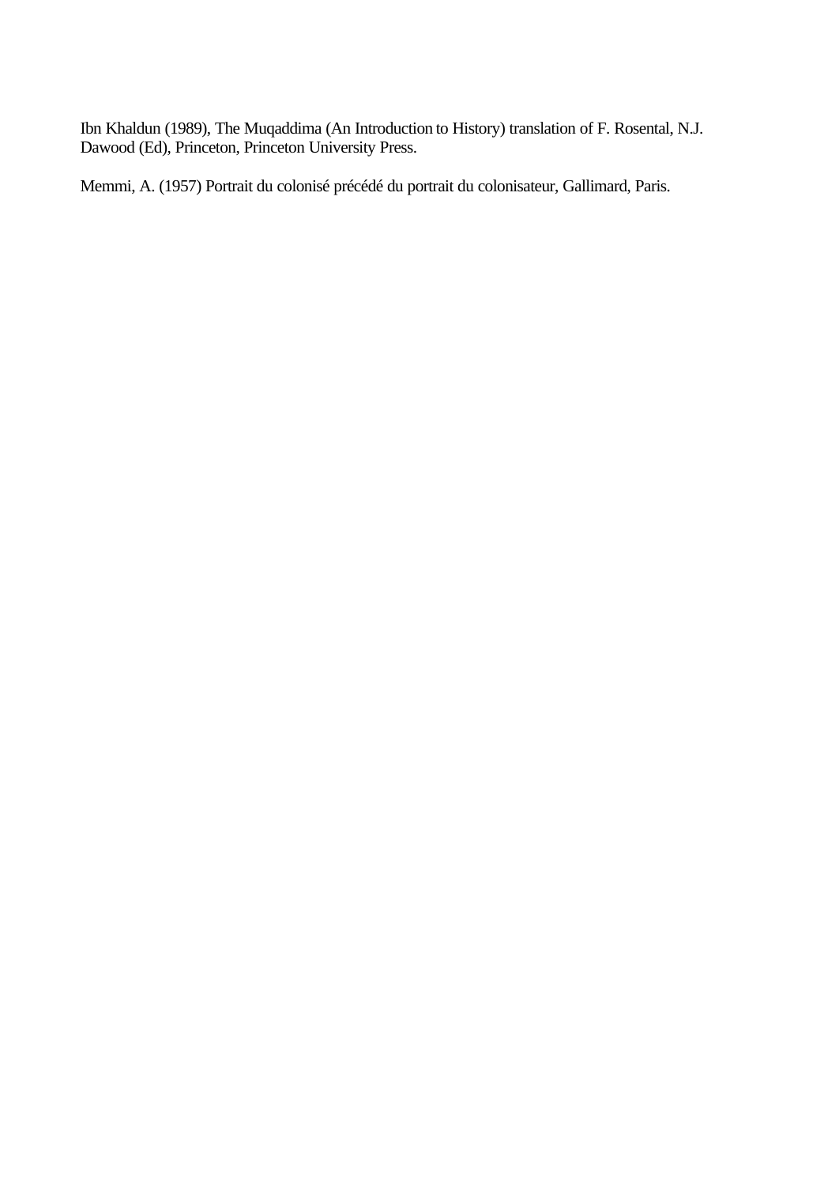Ibn Khaldun (1989), The Muqaddima (An Introduction to History) translation of F. Rosental, N.J. Dawood (Ed), Princeton, Princeton University Press.

Memmi, A. (1957) Portrait du colonisé précédé du portrait du colonisateur, Gallimard, Paris.